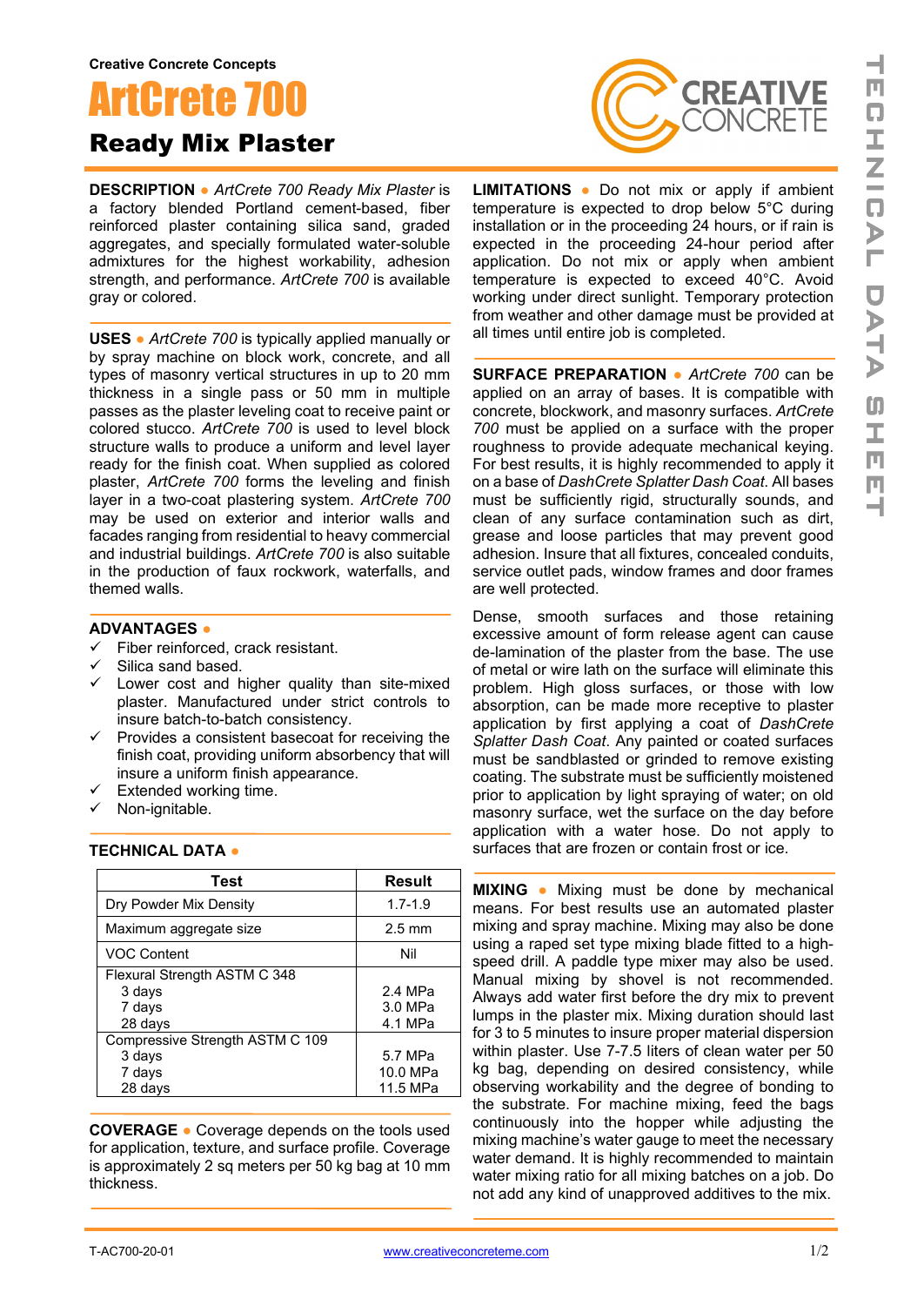Creative Concrete Concepts

# ArtCrete 700

## Ready Mix Plaster

**DESCRIPTION** ● *ArtCrete 700 Ready Mix Plaster* is a factory blended Portland cement-based, fiber reinforced plaster containing silica sand, graded aggregates, and specially formulated water-soluble admixtures for the highest workability, adhesion strength, and performance. *ArtCrete 700* is available gray or colored.

**USES** ● *ArtCrete 700* is typically applied manually or by spray machine on block work, concrete, and all types of masonry vertical structures in up to 20 mm thickness in a single pass or 50 mm in multiple passes as the plaster leveling coat to receive paint or colored stucco. *ArtCrete 700* is used to level block structure walls to produce a uniform and level layer ready for the finish coat. When supplied as colored plaster, *ArtCrete 700* forms the leveling and finish layer in a two-coat plastering system. *ArtCrete 700* may be used on exterior and interior walls and facades ranging from residential to heavy commercial and industrial buildings. *ArtCrete 700* is also suitable in the production of faux rockwork, waterfalls, and themed walls.

**ADVANTAGES** ●

- ✓ Fiber reinforced, crack resistant.
- ✓ Silica sand based.
- ✓ Lower cost and higher quality than site-mixed plaster. Manufactured under strict controls to insure batch-to-batch consistency.
- ✓ Provides a consistent basecoat for receiving the finish coat, providing uniform absorbency that will insure a uniform finish appearance.
- ✓ Extended working time.
- ✓ Non-ignitable.

**TECHNICAL DATA** ●

| Test | Result |
|---|---|
| Dry Powder Mix Density | 1.7-1.9 |
| Maximum aggregate size | 2.5 mm |
| VOC Content | Nil |
| Flexural Strength ASTM C 348 | |
| 3 days | 2.4 MPa |
| 7 days | 3.0 MPa |
| 28 days | 4.1 MPa |
| Compressive Strength ASTM C 109 | |
| 3 days | 5.7 MPa |
| 7 days | 10.0 MPa |
| 28 days | 11.5 MPa |

**COVERAGE** ● Coverage depends on the tools used for application, texture, and surface profile. Coverage is approximately 2 sq meters per 50 kg bag at 10 mm thickness.

**LIMITATIONS** ● Do not mix or apply if ambient temperature is expected to drop below 5°C during installation or in the proceeding 24 hours, or if rain is expected in the proceeding 24-hour period after application. Do not mix or apply when ambient temperature is expected to exceed 40°C. Avoid working under direct sunlight. Temporary protection from weather and other damage must be provided at all times until entire job is completed.

**SURFACE PREPARATION** ● *ArtCrete 700* can be applied on an array of bases. It is compatible with concrete, blockwork, and masonry surfaces. *ArtCrete 700* must be applied on a surface with the proper roughness to provide adequate mechanical keying. For best results, it is highly recommended to apply it on a base of *DashCrete Splatter Dash Coat*. All bases must be sufficiently rigid, structurally sounds, and clean of any surface contamination such as dirt, grease and loose particles that may prevent good adhesion. Insure that all fixtures, concealed conduits, service outlet pads, window frames and door frames are well protected.

Dense, smooth surfaces and those retaining excessive amount of form release agent can cause de-lamination of the plaster from the base. The use of metal or wire lath on the surface will eliminate this problem. High gloss surfaces, or those with low absorption, can be made more receptive to plaster application by first applying a coat of *DashCrete Splatter Dash Coat*. Any painted or coated surfaces must be sandblasted or grinded to remove existing coating. The substrate must be sufficiently moistened prior to application by light spraying of water; on old masonry surface, wet the surface on the day before application with a water hose. Do not apply to surfaces that are frozen or contain frost or ice.

**MIXING** ● Mixing must be done by mechanical means. For best results use an automated plaster mixing and spray machine. Mixing may also be done using a raped set type mixing blade fitted to a high-speed drill. A paddle type mixer may also be used. Manual mixing by shovel is not recommended. Always add water first before the dry mix to prevent lumps in the plaster mix. Mixing duration should last for 3 to 5 minutes to insure proper material dispersion within plaster. Use 7-7.5 liters of clean water per 50 kg bag, depending on desired consistency, while observing workability and the degree of bonding to the substrate. For machine mixing, feed the bags continuously into the hopper while adjusting the mixing machine's water gauge to meet the necessary water demand. It is highly recommended to maintain water mixing ratio for all mixing batches on a job. Do not add any kind of unapproved additives to the mix.

T-AC700-20-01 www.creativeconcreteme.com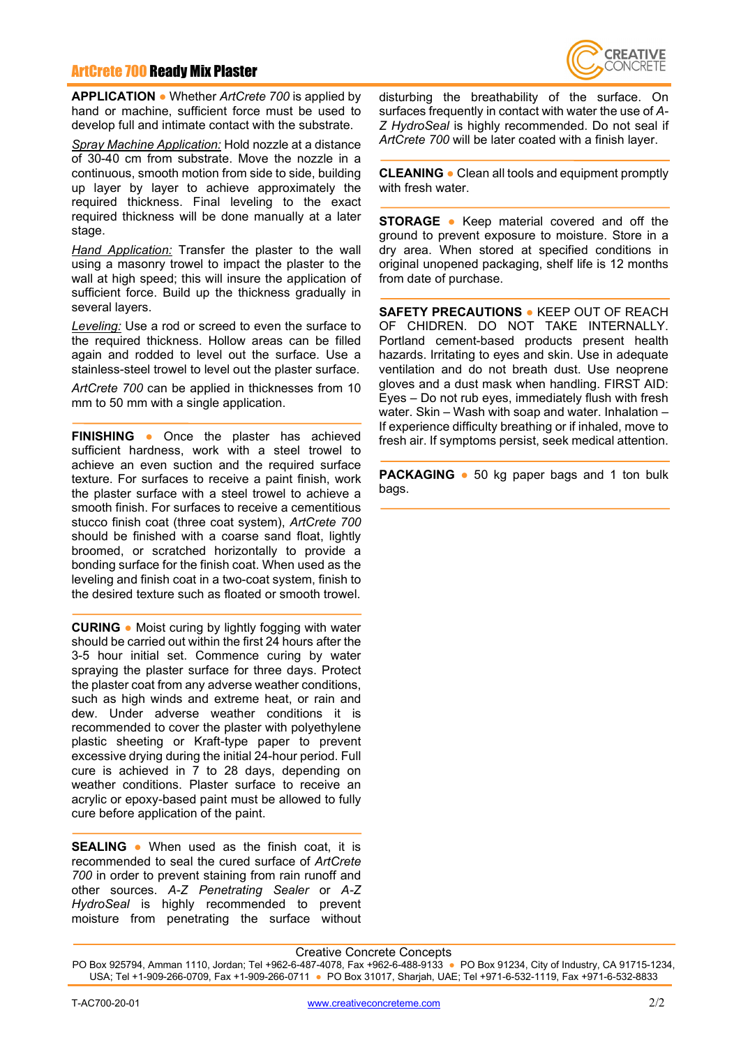## ArtCrete 700 Ready Mix Plaster

**APPLICATION** • Whether *ArtCrete 700* is applied by hand or machine, sufficient force must be used to develop full and intimate contact with the substrate.

*Spray Machine Application:* Hold nozzle at a distance of 30-40 cm from substrate. Move the nozzle in a continuous, smooth motion from side to side, building up layer by layer to achieve approximately the required thickness. Final leveling to the exact required thickness will be done manually at a later stage.

*Hand Application:* Transfer the plaster to the wall using a masonry trowel to impact the plaster to the wall at high speed; this will insure the application of sufficient force. Build up the thickness gradually in several layers.

*Leveling:* Use a rod or screed to even the surface to the required thickness. Hollow areas can be filled again and rodded to level out the surface. Use a stainless-steel trowel to level out the plaster surface.

*ArtCrete 700* can be applied in thicknesses from 10 mm to 50 mm with a single application.

**FINISHING** • Once the plaster has achieved sufficient hardness, work with a steel trowel to achieve an even suction and the required surface texture. For surfaces to receive a paint finish, work the plaster surface with a steel trowel to achieve a smooth finish. For surfaces to receive a cementitious stucco finish coat (three coat system), *ArtCrete 700* should be finished with a coarse sand float, lightly broomed, or scratched horizontally to provide a bonding surface for the finish coat. When used as the leveling and finish coat in a two-coat system, finish to the desired texture such as floated or smooth trowel.

**CURING** • Moist curing by lightly fogging with water should be carried out within the first 24 hours after the 3-5 hour initial set. Commence curing by water spraying the plaster surface for three days. Protect the plaster coat from any adverse weather conditions, such as high winds and extreme heat, or rain and dew. Under adverse weather conditions it is recommended to cover the plaster with polyethylene plastic sheeting or Kraft-type paper to prevent excessive drying during the initial 24-hour period. Full cure is achieved in 7 to 28 days, depending on weather conditions. Plaster surface to receive an acrylic or epoxy-based paint must be allowed to fully cure before application of the paint.

**SEALING** • When used as the finish coat, it is recommended to seal the cured surface of *ArtCrete 700* in order to prevent staining from rain runoff and other sources. *A-Z Penetrating Sealer* or *A-Z HydroSeal* is highly recommended to prevent moisture from penetrating the surface without disturbing the breathability of the surface. On surfaces frequently in contact with water the use of *A-Z HydroSeal* is highly recommended. Do not seal if *ArtCrete 700* will be later coated with a finish layer.

**CLEANING** • Clean all tools and equipment promptly with fresh water.

**STORAGE** • Keep material covered and off the ground to prevent exposure to moisture. Store in a dry area. When stored at specified conditions in original unopened packaging, shelf life is 12 months from date of purchase.

**SAFETY PRECAUTIONS** • KEEP OUT OF REACH OF CHIDREN. DO NOT TAKE INTERNALLY. Portland cement-based products present health hazards. Irritating to eyes and skin. Use in adequate ventilation and do not breath dust. Use neoprene gloves and a dust mask when handling. FIRST AID: Eyes – Do not rub eyes, immediately flush with fresh water. Skin – Wash with soap and water. Inhalation – If experience difficulty breathing or if inhaled, move to fresh air. If symptoms persist, seek medical attention.

**PACKAGING** • 50 kg paper bags and 1 ton bulk bags.

Creative Concrete Concepts

PO Box 925794, Amman 1110, Jordan; Tel +962-6-487-4078, Fax +962-6-488-9133 • PO Box 91234, City of Industry, CA 91715-1234, USA; Tel +1-909-266-0709, Fax +1-909-266-0711 • PO Box 31017, Sharjah, UAE; Tel +971-6-532-1119, Fax +971-6-532-8833

T-AC700-20-01 www.creativeconcreteme.com